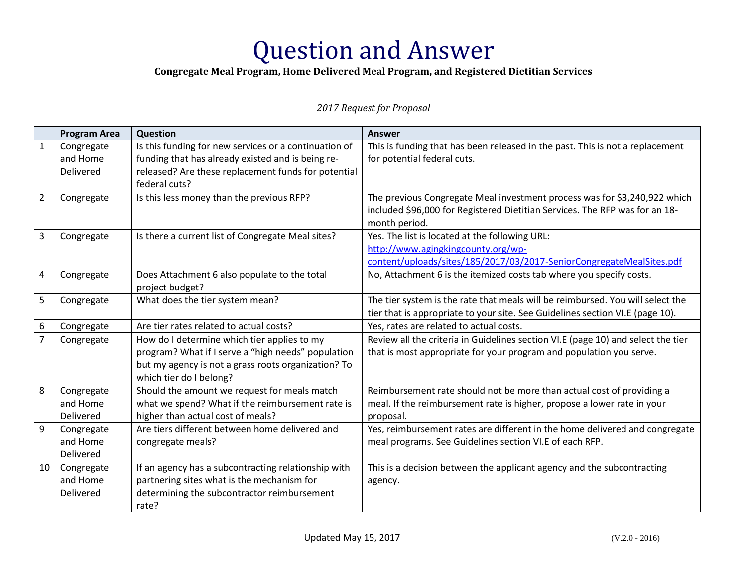# Question and Answer

**Congregate Meal Program, Home Delivered Meal Program, and Registered Dietitian Services**

*2017 Request for Proposal*

| | Program Area | Question | Answer |
|---|---|---|---|
| 1 | Congregate and Home Delivered | Is this funding for new services or a continuation of funding that has already existed and is being re-released? Are these replacement funds for potential federal cuts? | This is funding that has been released in the past. This is not a replacement for potential federal cuts. |
| 2 | Congregate | Is this less money than the previous RFP? | The previous Congregate Meal investment process was for $3,240,922 which included $96,000 for Registered Dietitian Services. The RFP was for an 18-month period. |
| 3 | Congregate | Is there a current list of Congregate Meal sites? | Yes. The list is located at the following URL: http://www.agingkingcounty.org/wp-content/uploads/sites/185/2017/03/2017-SeniorCongregateMealSites.pdf |
| 4 | Congregate | Does Attachment 6 also populate to the total project budget? | No, Attachment 6 is the itemized costs tab where you specify costs. |
| 5 | Congregate | What does the tier system mean? | The tier system is the rate that meals will be reimbursed. You will select the tier that is appropriate to your site. See Guidelines section VI.E (page 10). |
| 6 | Congregate | Are tier rates related to actual costs? | Yes, rates are related to actual costs. |
| 7 | Congregate | How do I determine which tier applies to my program? What if I serve a "high needs" population but my agency is not a grass roots organization? To which tier do I belong? | Review all the criteria in Guidelines section VI.E (page 10) and select the tier that is most appropriate for your program and population you serve. |
| 8 | Congregate and Home Delivered | Should the amount we request for meals match what we spend? What if the reimbursement rate is higher than actual cost of meals? | Reimbursement rate should not be more than actual cost of providing a meal. If the reimbursement rate is higher, propose a lower rate in your proposal. |
| 9 | Congregate and Home Delivered | Are tiers different between home delivered and congregate meals? | Yes, reimbursement rates are different in the home delivered and congregate meal programs. See Guidelines section VI.E of each RFP. |
| 10 | Congregate and Home Delivered | If an agency has a subcontracting relationship with partnering sites what is the mechanism for determining the subcontractor reimbursement rate? | This is a decision between the applicant agency and the subcontracting agency. |

Updated May 15, 2017

(V.2.0 - 2016)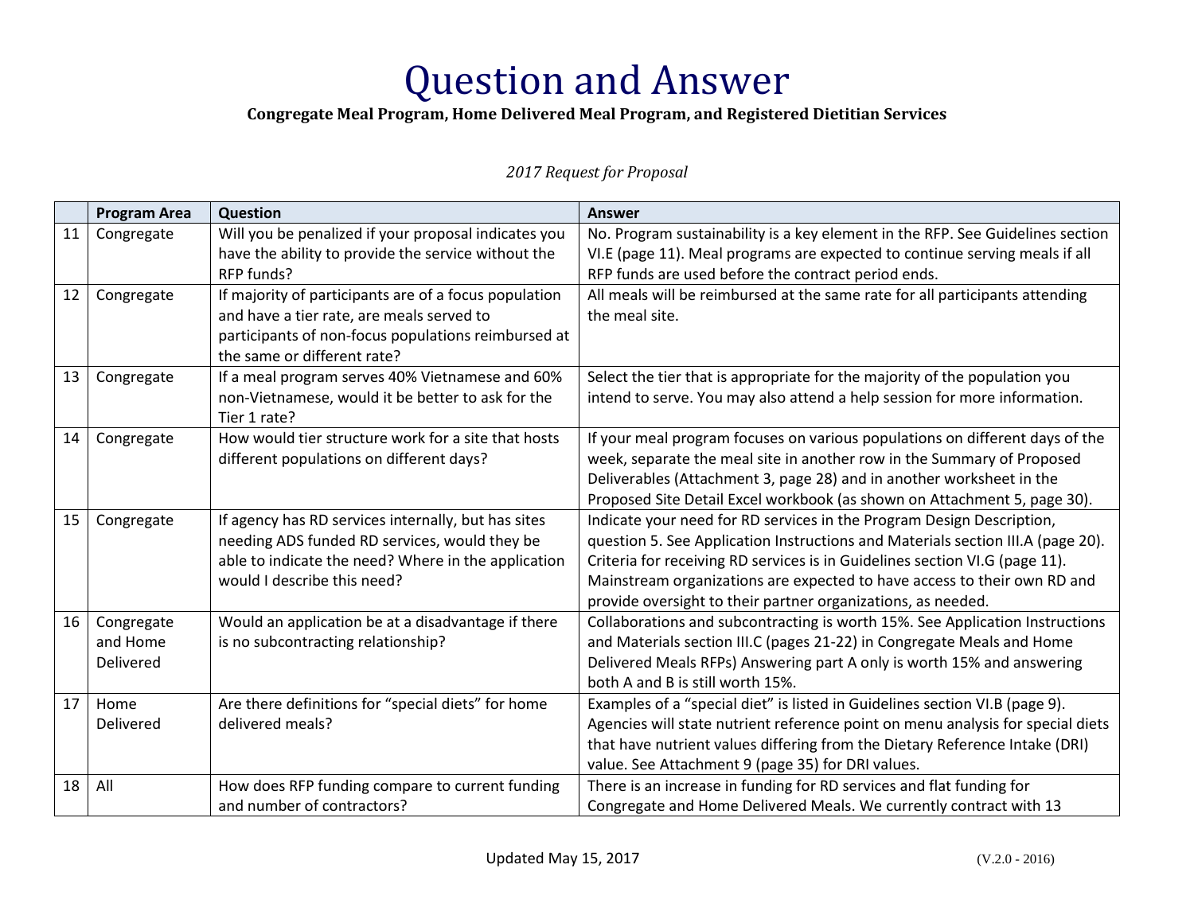# Question and Answer

**Congregate Meal Program, Home Delivered Meal Program, and Registered Dietitian Services**

*2017 Request for Proposal*

| | Program Area | Question | Answer |
|---|---|---|---|
| 11 | Congregate | Will you be penalized if your proposal indicates you have the ability to provide the service without the RFP funds? | No. Program sustainability is a key element in the RFP. See Guidelines section VI.E (page 11). Meal programs are expected to continue serving meals if all RFP funds are used before the contract period ends. |
| 12 | Congregate | If majority of participants are of a focus population and have a tier rate, are meals served to participants of non-focus populations reimbursed at the same or different rate? | All meals will be reimbursed at the same rate for all participants attending the meal site. |
| 13 | Congregate | If a meal program serves 40% Vietnamese and 60% non-Vietnamese, would it be better to ask for the Tier 1 rate? | Select the tier that is appropriate for the majority of the population you intend to serve. You may also attend a help session for more information. |
| 14 | Congregate | How would tier structure work for a site that hosts different populations on different days? | If your meal program focuses on various populations on different days of the week, separate the meal site in another row in the Summary of Proposed Deliverables (Attachment 3, page 28) and in another worksheet in the Proposed Site Detail Excel workbook (as shown on Attachment 5, page 30). |
| 15 | Congregate | If agency has RD services internally, but has sites needing ADS funded RD services, would they be able to indicate the need? Where in the application would I describe this need? | Indicate your need for RD services in the Program Design Description, question 5. See Application Instructions and Materials section III.A (page 20). Criteria for receiving RD services is in Guidelines section VI.G (page 11). Mainstream organizations are expected to have access to their own RD and provide oversight to their partner organizations, as needed. |
| 16 | Congregate and Home Delivered | Would an application be at a disadvantage if there is no subcontracting relationship? | Collaborations and subcontracting is worth 15%. See Application Instructions and Materials section III.C (pages 21-22) in Congregate Meals and Home Delivered Meals RFPs) Answering part A only is worth 15% and answering both A and B is still worth 15%. |
| 17 | Home Delivered | Are there definitions for "special diets" for home delivered meals? | Examples of a "special diet" is listed in Guidelines section VI.B (page 9). Agencies will state nutrient reference point on menu analysis for special diets that have nutrient values differing from the Dietary Reference Intake (DRI) value. See Attachment 9 (page 35) for DRI values. |
| 18 | All | How does RFP funding compare to current funding and number of contractors? | There is an increase in funding for RD services and flat funding for Congregate and Home Delivered Meals. We currently contract with 13 |

Updated May 15, 2017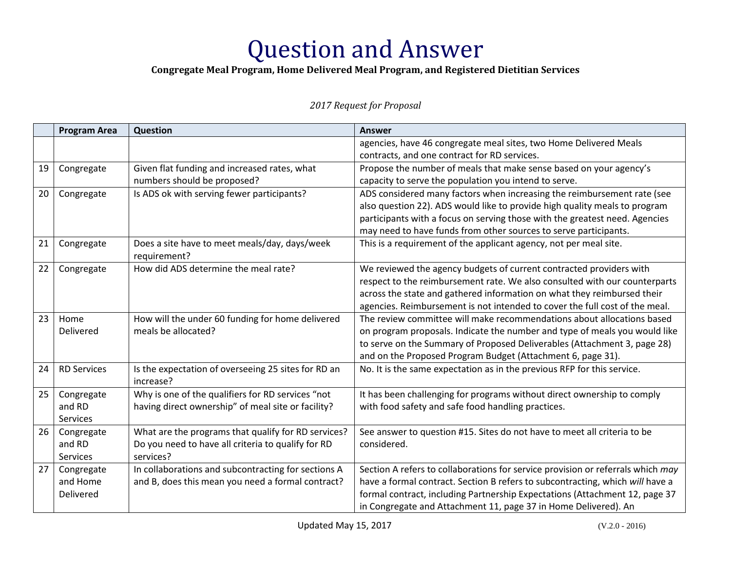# Question and Answer

**Congregate Meal Program, Home Delivered Meal Program, and Registered Dietitian Services**

*2017 Request for Proposal*

| | Program Area | Question | Answer |
|---|---|---|---|
| | | | agencies, have 46 congregate meal sites, two Home Delivered Meals contracts, and one contract for RD services. |
| 19 | Congregate | Given flat funding and increased rates, what numbers should be proposed? | Propose the number of meals that make sense based on your agency's capacity to serve the population you intend to serve. |
| 20 | Congregate | Is ADS ok with serving fewer participants? | ADS considered many factors when increasing the reimbursement rate (see also question 22). ADS would like to provide high quality meals to program participants with a focus on serving those with the greatest need. Agencies may need to have funds from other sources to serve participants. |
| 21 | Congregate | Does a site have to meet meals/day, days/week requirement? | This is a requirement of the applicant agency, not per meal site. |
| 22 | Congregate | How did ADS determine the meal rate? | We reviewed the agency budgets of current contracted providers with respect to the reimbursement rate. We also consulted with our counterparts across the state and gathered information on what they reimbursed their agencies. Reimbursement is not intended to cover the full cost of the meal. |
| 23 | Home Delivered | How will the under 60 funding for home delivered meals be allocated? | The review committee will make recommendations about allocations based on program proposals. Indicate the number and type of meals you would like to serve on the Summary of Proposed Deliverables (Attachment 3, page 28) and on the Proposed Program Budget (Attachment 6, page 31). |
| 24 | RD Services | Is the expectation of overseeing 25 sites for RD an increase? | No. It is the same expectation as in the previous RFP for this service. |
| 25 | Congregate and RD Services | Why is one of the qualifiers for RD services "not having direct ownership" of meal site or facility? | It has been challenging for programs without direct ownership to comply with food safety and safe food handling practices. |
| 26 | Congregate and RD Services | What are the programs that qualify for RD services? Do you need to have all criteria to qualify for RD services? | See answer to question #15. Sites do not have to meet all criteria to be considered. |
| 27 | Congregate and Home Delivered | In collaborations and subcontracting for sections A and B, does this mean you need a formal contract? | Section A refers to collaborations for service provision or referrals which *may* have a formal contract. Section B refers to subcontracting, which *will* have a formal contract, including Partnership Expectations (Attachment 12, page 37 in Congregate and Attachment 11, page 37 in Home Delivered). An |

Updated May 15, 2017

(V.2.0 - 2016)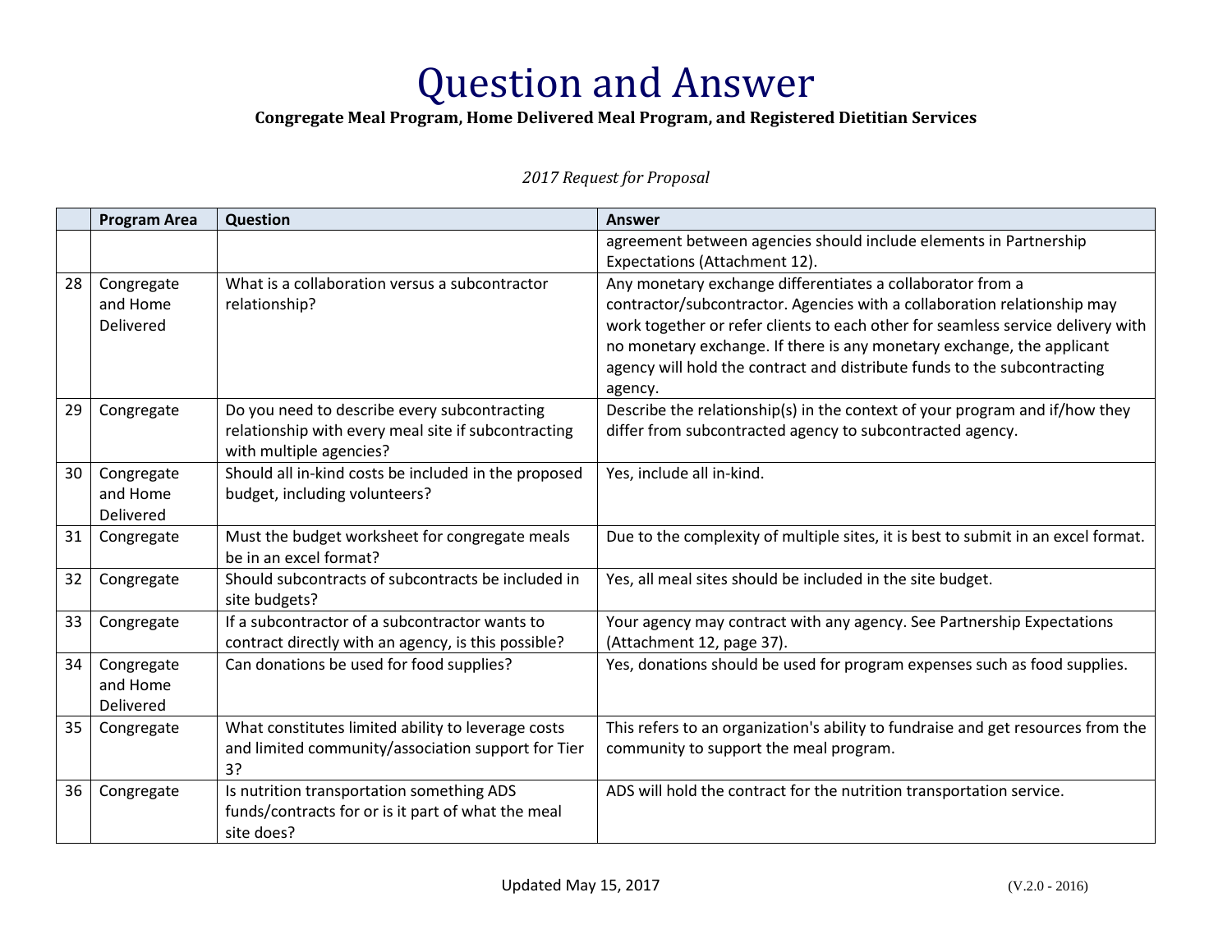# Question and Answer

**Congregate Meal Program, Home Delivered Meal Program, and Registered Dietitian Services**

*2017 Request for Proposal*

| | Program Area | Question | Answer |
|---|---|---|---|
| | | | agreement between agencies should include elements in Partnership Expectations (Attachment 12). |
| 28 | Congregate and Home Delivered | What is a collaboration versus a subcontractor relationship? | Any monetary exchange differentiates a collaborator from a contractor/subcontractor. Agencies with a collaboration relationship may work together or refer clients to each other for seamless service delivery with no monetary exchange. If there is any monetary exchange, the applicant agency will hold the contract and distribute funds to the subcontracting agency. |
| 29 | Congregate | Do you need to describe every subcontracting relationship with every meal site if subcontracting with multiple agencies? | Describe the relationship(s) in the context of your program and if/how they differ from subcontracted agency to subcontracted agency. |
| 30 | Congregate and Home Delivered | Should all in-kind costs be included in the proposed budget, including volunteers? | Yes, include all in-kind. |
| 31 | Congregate | Must the budget worksheet for congregate meals be in an excel format? | Due to the complexity of multiple sites, it is best to submit in an excel format. |
| 32 | Congregate | Should subcontracts of subcontracts be included in site budgets? | Yes, all meal sites should be included in the site budget. |
| 33 | Congregate | If a subcontractor of a subcontractor wants to contract directly with an agency, is this possible? | Your agency may contract with any agency. See Partnership Expectations (Attachment 12, page 37). |
| 34 | Congregate and Home Delivered | Can donations be used for food supplies? | Yes, donations should be used for program expenses such as food supplies. |
| 35 | Congregate | What constitutes limited ability to leverage costs and limited community/association support for Tier 3? | This refers to an organization's ability to fundraise and get resources from the community to support the meal program. |
| 36 | Congregate | Is nutrition transportation something ADS funds/contracts for or is it part of what the meal site does? | ADS will hold the contract for the nutrition transportation service. |

Updated May 15, 2017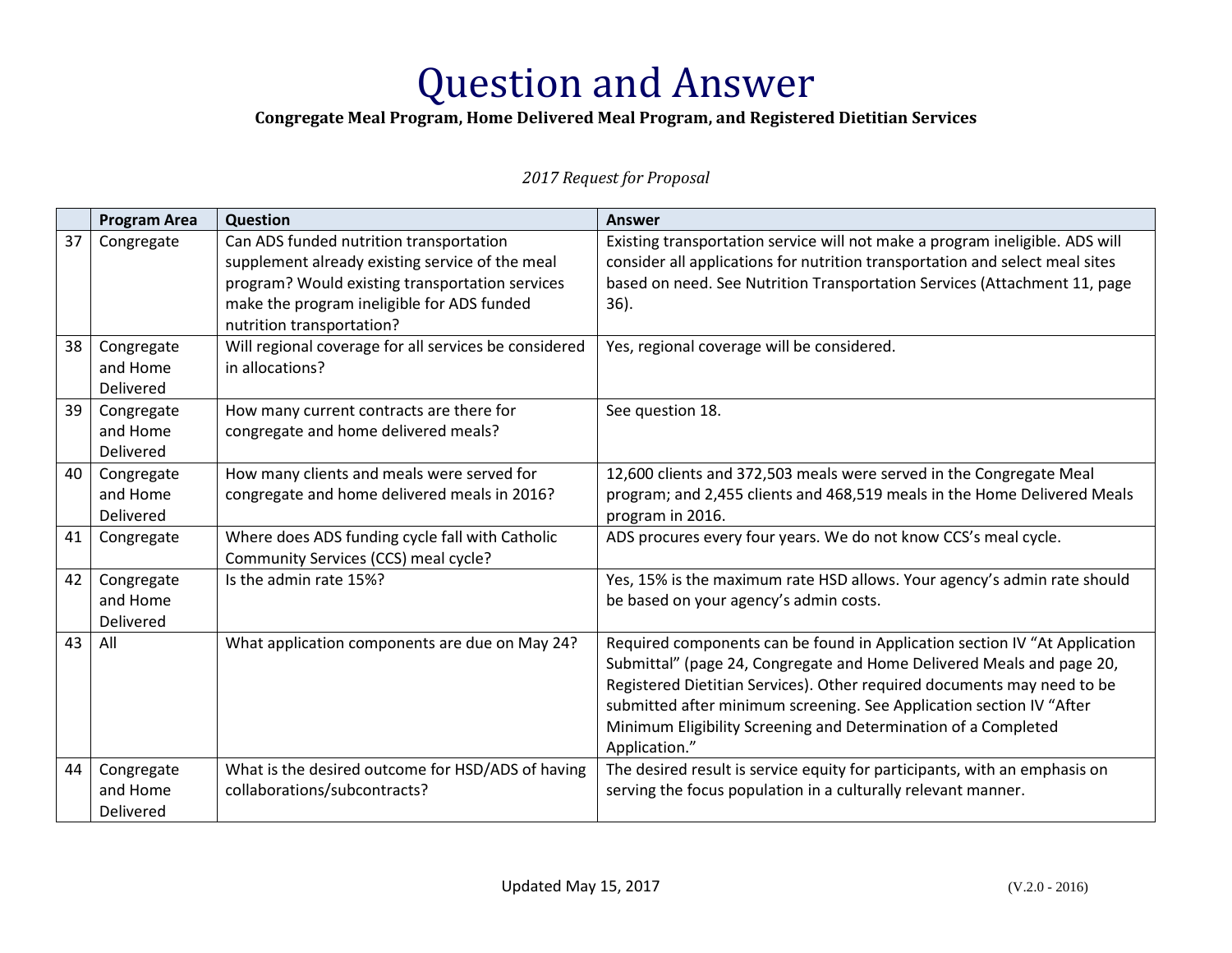# Question and Answer

**Congregate Meal Program, Home Delivered Meal Program, and Registered Dietitian Services**

*2017 Request for Proposal*

| | Program Area | Question | Answer |
|---|---|---|---|
| 37 | Congregate | Can ADS funded nutrition transportation supplement already existing service of the meal program? Would existing transportation services make the program ineligible for ADS funded nutrition transportation? | Existing transportation service will not make a program ineligible. ADS will consider all applications for nutrition transportation and select meal sites based on need. See Nutrition Transportation Services (Attachment 11, page 36). |
| 38 | Congregate and Home Delivered | Will regional coverage for all services be considered in allocations? | Yes, regional coverage will be considered. |
| 39 | Congregate and Home Delivered | How many current contracts are there for congregate and home delivered meals? | See question 18. |
| 40 | Congregate and Home Delivered | How many clients and meals were served for congregate and home delivered meals in 2016? | 12,600 clients and 372,503 meals were served in the Congregate Meal program; and 2,455 clients and 468,519 meals in the Home Delivered Meals program in 2016. |
| 41 | Congregate | Where does ADS funding cycle fall with Catholic Community Services (CCS) meal cycle? | ADS procures every four years. We do not know CCS's meal cycle. |
| 42 | Congregate and Home Delivered | Is the admin rate 15%? | Yes, 15% is the maximum rate HSD allows. Your agency's admin rate should be based on your agency's admin costs. |
| 43 | All | What application components are due on May 24? | Required components can be found in Application section IV "At Application Submittal" (page 24, Congregate and Home Delivered Meals and page 20, Registered Dietitian Services). Other required documents may need to be submitted after minimum screening. See Application section IV "After Minimum Eligibility Screening and Determination of a Completed Application." |
| 44 | Congregate and Home Delivered | What is the desired outcome for HSD/ADS of having collaborations/subcontracts? | The desired result is service equity for participants, with an emphasis on serving the focus population in a culturally relevant manner. |

Updated May 15, 2017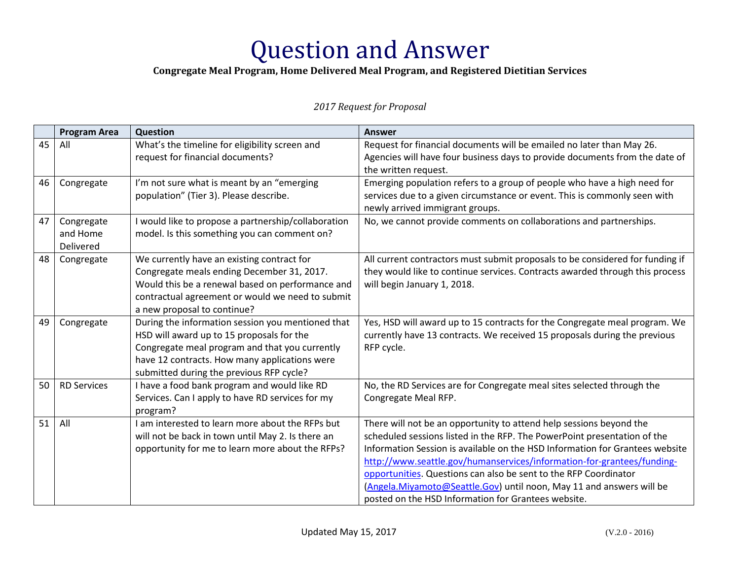# Question and Answer

**Congregate Meal Program, Home Delivered Meal Program, and Registered Dietitian Services**

*2017 Request for Proposal*

| | Program Area | Question | Answer |
|---|---|---|---|
| 45 | All | What's the timeline for eligibility screen and request for financial documents? | Request for financial documents will be emailed no later than May 26. Agencies will have four business days to provide documents from the date of the written request. |
| 46 | Congregate | I'm not sure what is meant by an "emerging population" (Tier 3). Please describe. | Emerging population refers to a group of people who have a high need for services due to a given circumstance or event. This is commonly seen with newly arrived immigrant groups. |
| 47 | Congregate and Home Delivered | I would like to propose a partnership/collaboration model. Is this something you can comment on? | No, we cannot provide comments on collaborations and partnerships. |
| 48 | Congregate | We currently have an existing contract for Congregate meals ending December 31, 2017. Would this be a renewal based on performance and contractual agreement or would we need to submit a new proposal to continue? | All current contractors must submit proposals to be considered for funding if they would like to continue services. Contracts awarded through this process will begin January 1, 2018. |
| 49 | Congregate | During the information session you mentioned that HSD will award up to 15 proposals for the Congregate meal program and that you currently have 12 contracts. How many applications were submitted during the previous RFP cycle? | Yes, HSD will award up to 15 contracts for the Congregate meal program. We currently have 13 contracts. We received 15 proposals during the previous RFP cycle. |
| 50 | RD Services | I have a food bank program and would like RD Services. Can I apply to have RD services for my program? | No, the RD Services are for Congregate meal sites selected through the Congregate Meal RFP. |
| 51 | All | I am interested to learn more about the RFPs but will not be back in town until May 2. Is there an opportunity for me to learn more about the RFPs? | There will not be an opportunity to attend help sessions beyond the scheduled sessions listed in the RFP. The PowerPoint presentation of the Information Session is available on the HSD Information for Grantees website [http://www.seattle.gov/humanservices/information-for-grantees/funding-opportunities](http://www.seattle.gov/humanservices/information-for-grantees/funding-opportunities). Questions can also be sent to the RFP Coordinator ([Angela.Miyamoto@Seattle.Gov](mailto:Angela.Miyamoto@Seattle.Gov)) until noon, May 11 and answers will be posted on the HSD Information for Grantees website. |

Updated May 15, 2017 (V.2.0 - 2016)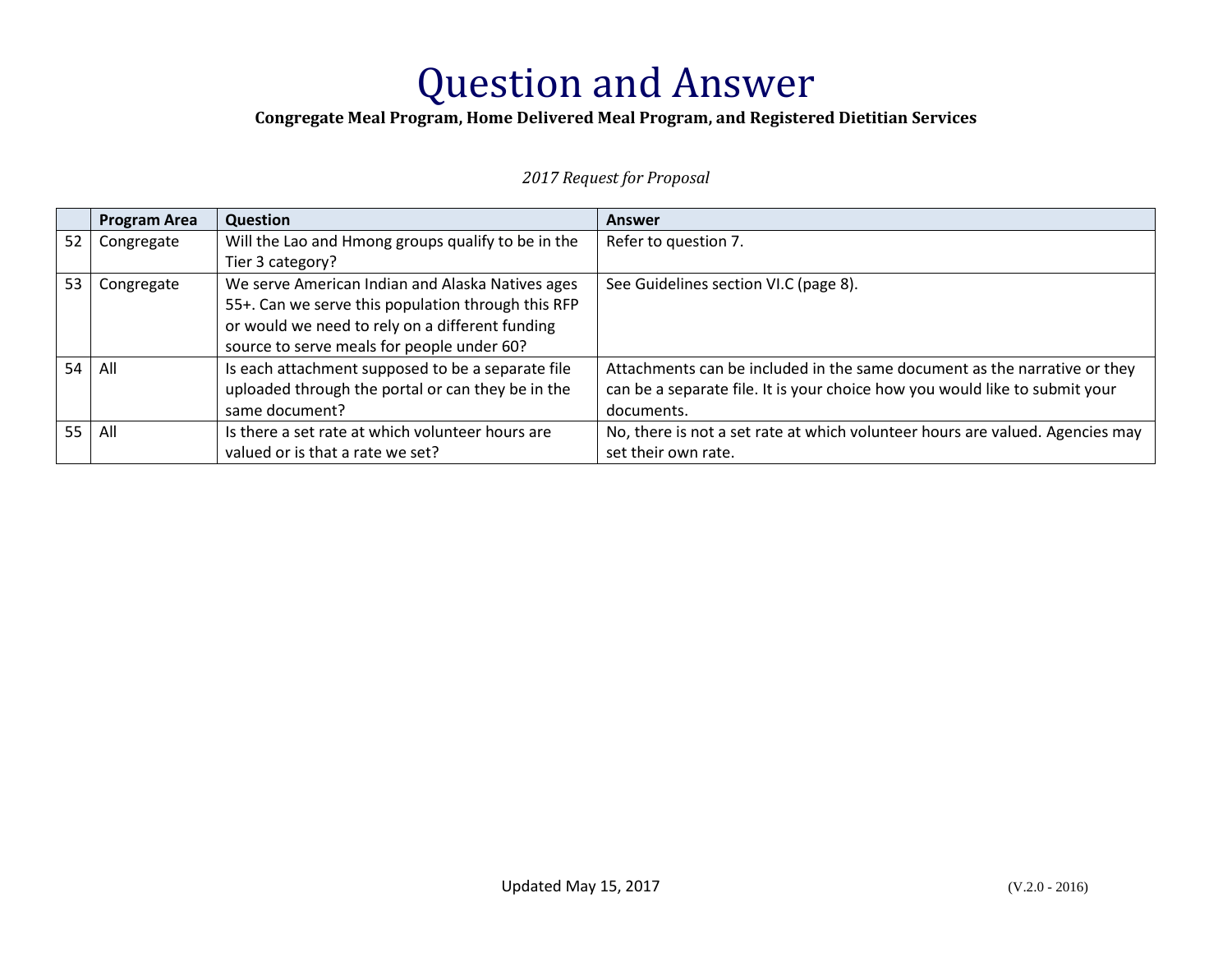# Question and Answer

**Congregate Meal Program, Home Delivered Meal Program, and Registered Dietitian Services**

*2017 Request for Proposal*

| | Program Area | Question | Answer |
|---|---|---|---|
| 52 | Congregate | Will the Lao and Hmong groups qualify to be in the Tier 3 category? | Refer to question 7. |
| 53 | Congregate | We serve American Indian and Alaska Natives ages 55+. Can we serve this population through this RFP or would we need to rely on a different funding source to serve meals for people under 60? | See Guidelines section VI.C (page 8). |
| 54 | All | Is each attachment supposed to be a separate file uploaded through the portal or can they be in the same document? | Attachments can be included in the same document as the narrative or they can be a separate file. It is your choice how you would like to submit your documents. |
| 55 | All | Is there a set rate at which volunteer hours are valued or is that a rate we set? | No, there is not a set rate at which volunteer hours are valued. Agencies may set their own rate. |

Updated May 15, 2017

(V.2.0 - 2016)